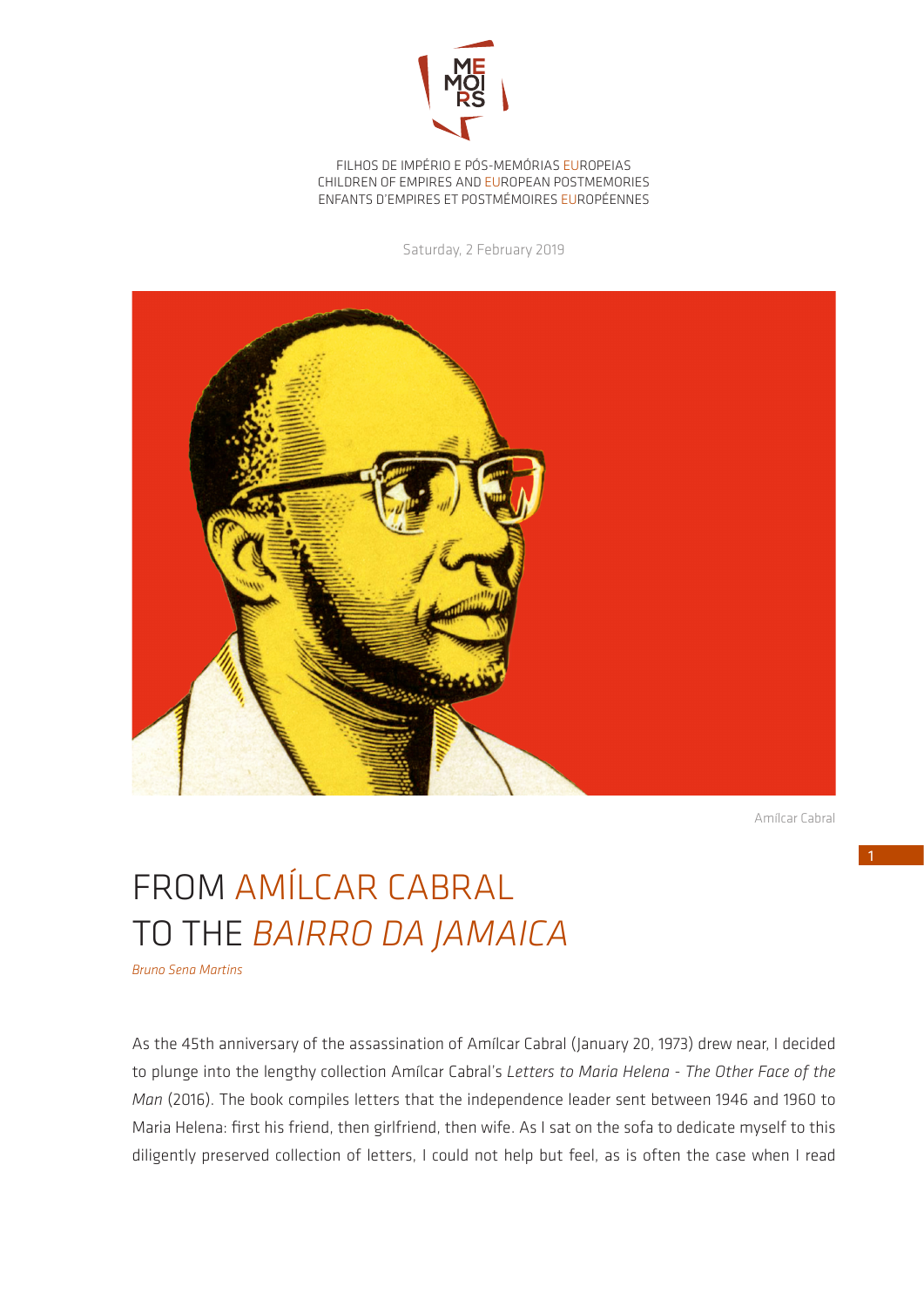FILHOS DE IMPÉRIO E PÓS-MEMÓRIAS EUROPEIAS
CHILDREN OF EMPIRES AND EUROPEAN POSTMEMORIES
ENFANTS D'EMPIRES ET POSTMÉMOIRES EUROPÉENNES

Saturday, 2 February 2019

Amílcar Cabral

# FROM AMÍLCAR CABRAL TO THE *BAIRRO DA JAMAICA*

*Bruno Sena Martins*

As the 45th anniversary of the assassination of Amílcar Cabral (January 20, 1973) drew near, I decided to plunge into the lengthy collection Amílcar Cabral's *Letters to Maria Helena - The Other Face of the Man* (2016). The book compiles letters that the independence leader sent between 1946 and 1960 to Maria Helena: first his friend, then girlfriend, then wife. As I sat on the sofa to dedicate myself to this diligently preserved collection of letters, I could not help but feel, as is often the case when I read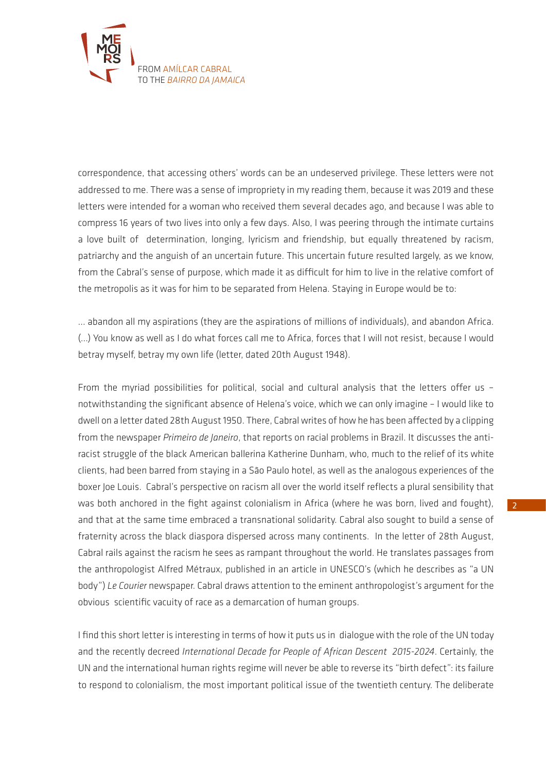correspondence, that accessing others' words can be an undeserved privilege. These letters were not addressed to me. There was a sense of impropriety in my reading them, because it was 2019 and these letters were intended for a woman who received them several decades ago, and because I was able to compress 16 years of two lives into only a few days. Also, I was peering through the intimate curtains a love built of determination, longing, lyricism and friendship, but equally threatened by racism, patriarchy and the anguish of an uncertain future. This uncertain future resulted largely, as we know, from the Cabral's sense of purpose, which made it as difficult for him to live in the relative comfort of the metropolis as it was for him to be separated from Helena. Staying in Europe would be to:

... abandon all my aspirations (they are the aspirations of millions of individuals), and abandon Africa. (...) You know as well as I do what forces call me to Africa, forces that I will not resist, because I would betray myself, betray my own life (letter, dated 20th August 1948).

From the myriad possibilities for political, social and cultural analysis that the letters offer us – notwithstanding the significant absence of Helena's voice, which we can only imagine – I would like to dwell on a letter dated 28th August 1950. There, Cabral writes of how he has been affected by a clipping from the newspaper *Primeiro de Janeiro*, that reports on racial problems in Brazil. It discusses the anti-racist struggle of the black American ballerina Katherine Dunham, who, much to the relief of its white clients, had been barred from staying in a São Paulo hotel, as well as the analogous experiences of the boxer Joe Louis. Cabral's perspective on racism all over the world itself reflects a plural sensibility that was both anchored in the fight against colonialism in Africa (where he was born, lived and fought), and that at the same time embraced a transnational solidarity. Cabral also sought to build a sense of fraternity across the black diaspora dispersed across many continents. In the letter of 28th August, Cabral rails against the racism he sees as rampant throughout the world. He translates passages from the anthropologist Alfred Métraux, published in an article in UNESCO's (which he describes as "a UN body") *Le Courier* newspaper. Cabral draws attention to the eminent anthropologist's argument for the obvious scientific vacuity of race as a demarcation of human groups.

I find this short letter is interesting in terms of how it puts us in dialogue with the role of the UN today and the recently decreed *International Decade for People of African Descent 2015-2024*. Certainly, the UN and the international human rights regime will never be able to reverse its "birth defect": its failure to respond to colonialism, the most important political issue of the twentieth century. The deliberate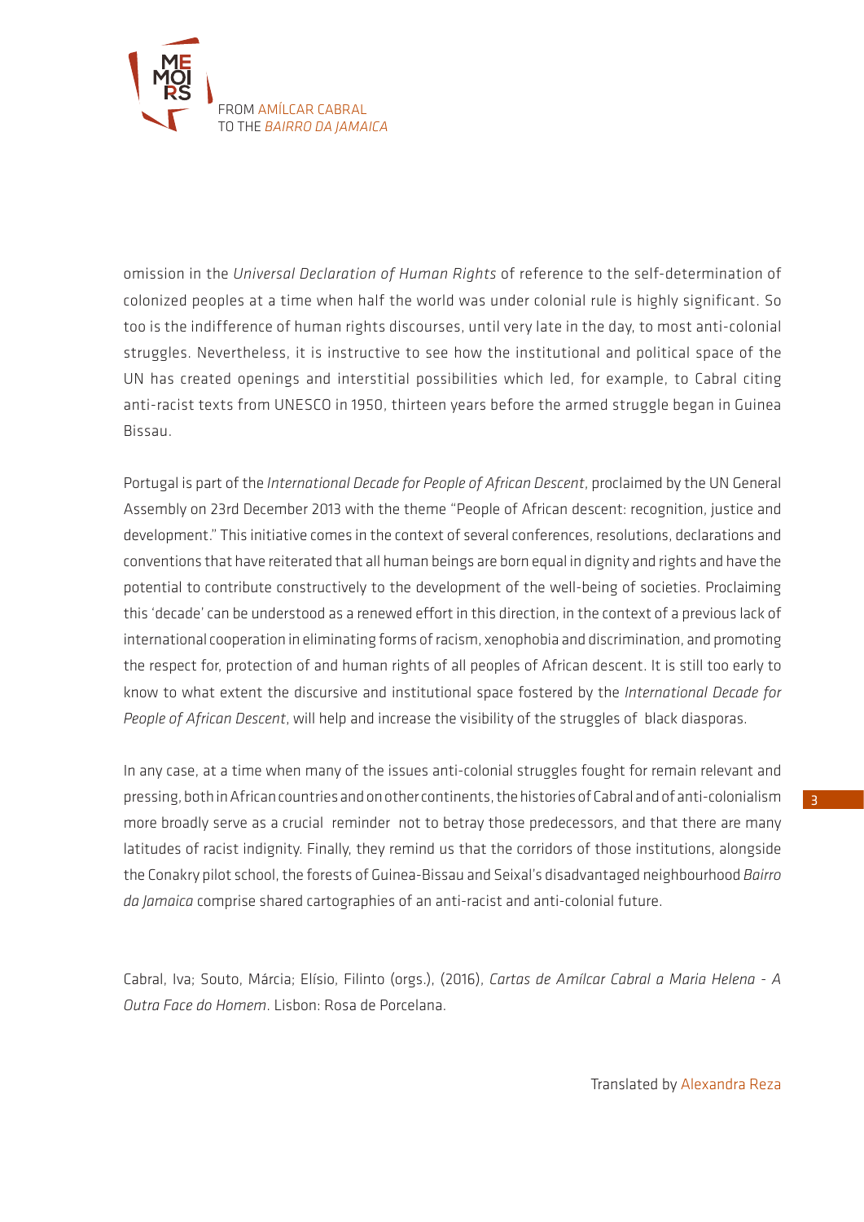omission in the *Universal Declaration of Human Rights* of reference to the self-determination of colonized peoples at a time when half the world was under colonial rule is highly significant. So too is the indifference of human rights discourses, until very late in the day, to most anti-colonial struggles. Nevertheless, it is instructive to see how the institutional and political space of the UN has created openings and interstitial possibilities which led, for example, to Cabral citing anti-racist texts from UNESCO in 1950, thirteen years before the armed struggle began in Guinea Bissau.

Portugal is part of the *International Decade for People of African Descent*, proclaimed by the UN General Assembly on 23rd December 2013 with the theme "People of African descent: recognition, justice and development." This initiative comes in the context of several conferences, resolutions, declarations and conventions that have reiterated that all human beings are born equal in dignity and rights and have the potential to contribute constructively to the development of the well-being of societies. Proclaiming this 'decade' can be understood as a renewed effort in this direction, in the context of a previous lack of international cooperation in eliminating forms of racism, xenophobia and discrimination, and promoting the respect for, protection of and human rights of all peoples of African descent. It is still too early to know to what extent the discursive and institutional space fostered by the *International Decade for People of African Descent*, will help and increase the visibility of the struggles of black diasporas.

In any case, at a time when many of the issues anti-colonial struggles fought for remain relevant and pressing, both in African countries and on other continents, the histories of Cabral and of anti-colonialism more broadly serve as a crucial reminder not to betray those predecessors, and that there are many latitudes of racist indignity. Finally, they remind us that the corridors of those institutions, alongside the Conakry pilot school, the forests of Guinea-Bissau and Seixal's disadvantaged neighbourhood *Bairro da Jamaica* comprise shared cartographies of an anti-racist and anti-colonial future.

Cabral, Iva; Souto, Márcia; Elísio, Filinto (orgs.), (2016), *Cartas de Amílcar Cabral a Maria Helena - A Outra Face do Homem*. Lisbon: Rosa de Porcelana.

Translated by Alexandra Reza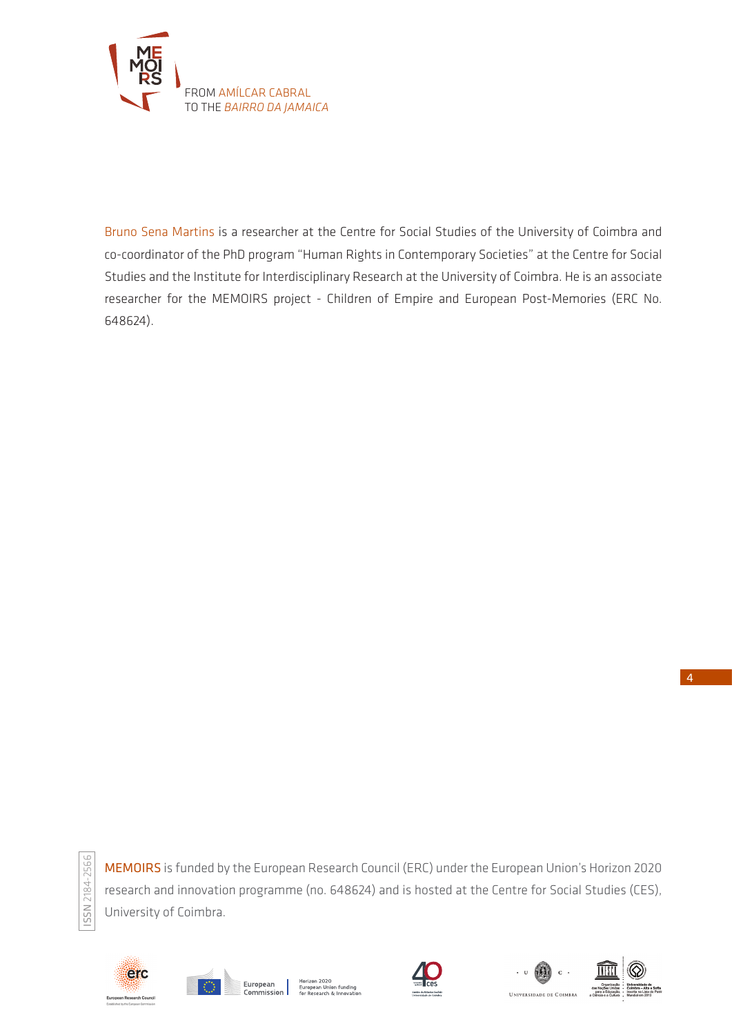Bruno Sena Martins is a researcher at the Centre for Social Studies of the University of Coimbra and co-coordinator of the PhD program "Human Rights in Contemporary Societies" at the Centre for Social Studies and the Institute for Interdisciplinary Research at the University of Coimbra. He is an associate researcher for the MEMOIRS project - Children of Empire and European Post-Memories (ERC No. 648624).

ISSN 2184-2566

MEMOIRS is funded by the European Research Council (ERC) under the European Union's Horizon 2020 research and innovation programme (no. 648624) and is hosted at the Centre for Social Studies (CES), University of Coimbra.